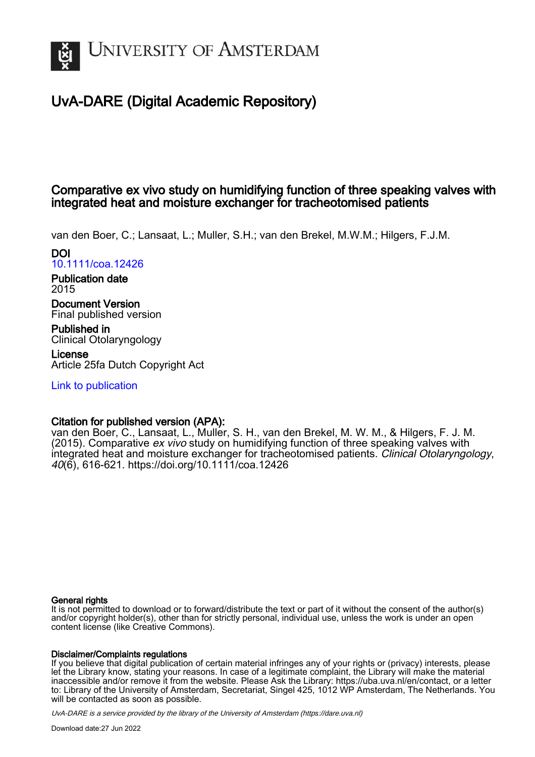# UNIVERSITY OF AMSTERDAM

## UvA-DARE (Digital Academic Repository)

### Comparative ex vivo study on humidifying function of three speaking valves with integrated heat and moisture exchanger for tracheotomised patients

van den Boer, C.; Lansaat, L.; Muller, S.H.; van den Brekel, M.W.M.; Hilgers, F.J.M.

**DOI**
10.1111/coa.12426

**Publication date**
2015

**Document Version**
Final published version

**Published in**
Clinical Otolaryngology

**License**
Article 25fa Dutch Copyright Act

Link to publication

**Citation for published version (APA):**
van den Boer, C., Lansaat, L., Muller, S. H., van den Brekel, M. W. M., & Hilgers, F. J. M. (2015). Comparative *ex vivo* study on humidifying function of three speaking valves with integrated heat and moisture exchanger for tracheotomised patients. *Clinical Otolaryngology*, *40*(6), 616-621. https://doi.org/10.1111/coa.12426

**General rights**
It is not permitted to download or to forward/distribute the text or part of it without the consent of the author(s) and/or copyright holder(s), other than for strictly personal, individual use, unless the work is under an open content license (like Creative Commons).

**Disclaimer/Complaints regulations**
If you believe that digital publication of certain material infringes any of your rights or (privacy) interests, please let the Library know, stating your reasons. In case of a legitimate complaint, the Library will make the material inaccessible and/or remove it from the website. Please Ask the Library: https://uba.uva.nl/en/contact, or a letter to: Library of the University of Amsterdam, Secretariat, Singel 425, 1012 WP Amsterdam, The Netherlands. You will be contacted as soon as possible.

*UvA-DARE is a service provided by the library of the University of Amsterdam (https://dare.uva.nl)*

Download date:27 Jun 2022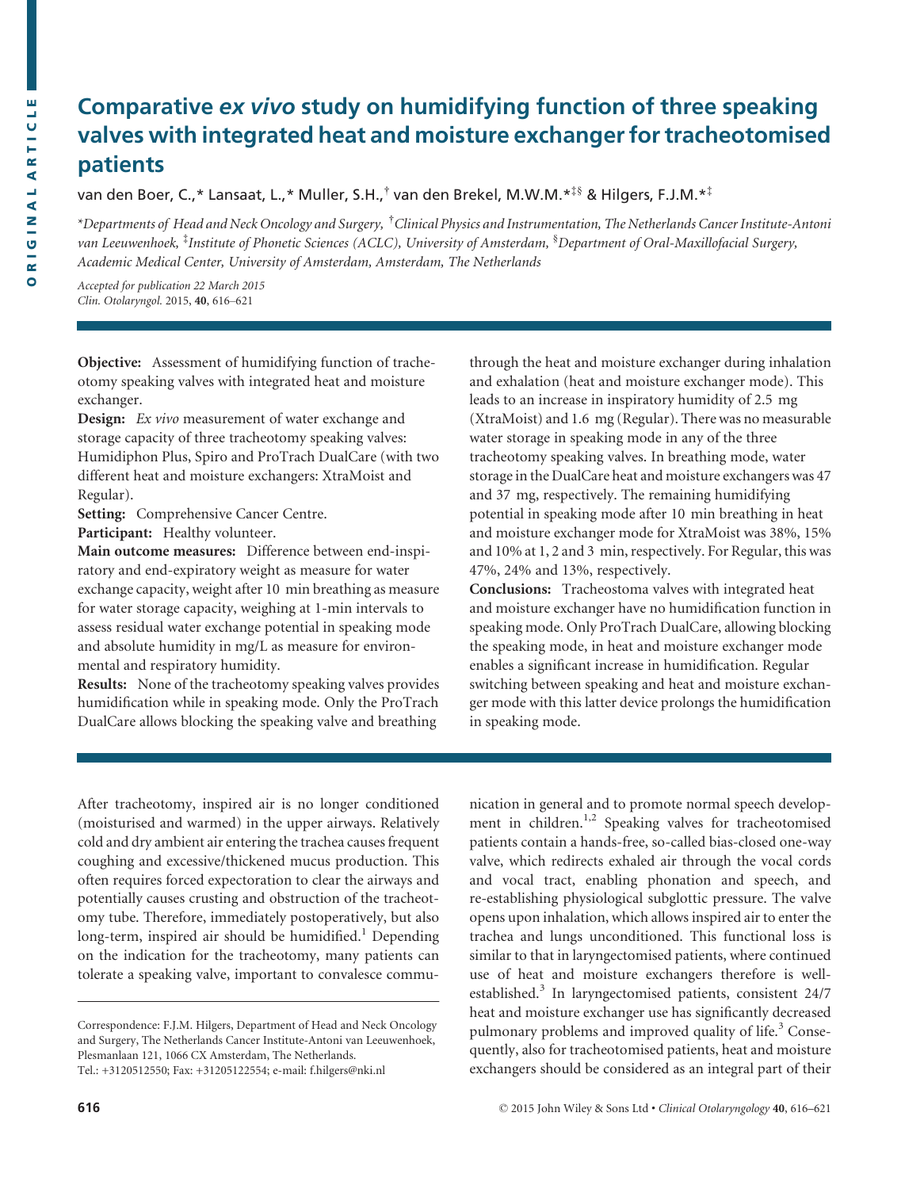# Comparative *ex vivo* study on humidifying function of three speaking valves with integrated heat and moisture exchanger for tracheotomised patients

van den Boer, C.,* Lansaat, L.,* Muller, S.H.,† van den Brekel, M.W.M.*‡§ & Hilgers, F.J.M.*‡

*Departments of Head and Neck Oncology and Surgery, †Clinical Physics and Instrumentation, The Netherlands Cancer Institute-Antoni van Leeuwenhoek, ‡Institute of Phonetic Sciences (ACLC), University of Amsterdam, §Department of Oral-Maxillofacial Surgery, Academic Medical Center, University of Amsterdam, Amsterdam, The Netherlands*

*Accepted for publication 22 March 2015*
*Clin. Otolaryngol.* 2015, **40**, 616–621

**Objective:** Assessment of humidifying function of tracheotomy speaking valves with integrated heat and moisture exchanger.

**Design:** *Ex vivo* measurement of water exchange and storage capacity of three tracheotomy speaking valves: Humidiphon Plus, Spiro and ProTrach DualCare (with two different heat and moisture exchangers: XtraMoist and Regular).

**Setting:** Comprehensive Cancer Centre.

**Participant:** Healthy volunteer.

**Main outcome measures:** Difference between end-inspiratory and end-expiratory weight as measure for water exchange capacity, weight after 10 min breathing as measure for water storage capacity, weighing at 1-min intervals to assess residual water exchange potential in speaking mode and absolute humidity in mg/L as measure for environmental and respiratory humidity.

**Results:** None of the tracheotomy speaking valves provides humidification while in speaking mode. Only the ProTrach DualCare allows blocking the speaking valve and breathing through the heat and moisture exchanger during inhalation and exhalation (heat and moisture exchanger mode). This leads to an increase in inspiratory humidity of 2.5 mg (XtraMoist) and 1.6 mg (Regular). There was no measurable water storage in speaking mode in any of the three tracheotomy speaking valves. In breathing mode, water storage in the DualCare heat and moisture exchangers was 47 and 37 mg, respectively. The remaining humidifying potential in speaking mode after 10 min breathing in heat and moisture exchanger mode for XtraMoist was 38%, 15% and 10% at 1, 2 and 3 min, respectively. For Regular, this was 47%, 24% and 13%, respectively.

**Conclusions:** Tracheostoma valves with integrated heat and moisture exchanger have no humidification function in speaking mode. Only ProTrach DualCare, allowing blocking the speaking mode, in heat and moisture exchanger mode enables a significant increase in humidification. Regular switching between speaking and heat and moisture exchanger mode with this latter device prolongs the humidification in speaking mode.

After tracheotomy, inspired air is no longer conditioned (moisturised and warmed) in the upper airways. Relatively cold and dry ambient air entering the trachea causes frequent coughing and excessive/thickened mucus production. This often requires forced expectoration to clear the airways and potentially causes crusting and obstruction of the tracheotomy tube. Therefore, immediately postoperatively, but also long-term, inspired air should be humidified.[1] Depending on the indication for the tracheotomy, many patients can tolerate a speaking valve, important to convalesce communication in general and to promote normal speech development in children.[1,2] Speaking valves for tracheotomised patients contain a hands-free, so-called bias-closed one-way valve, which redirects exhaled air through the vocal cords and vocal tract, enabling phonation and speech, and re-establishing physiological subglottic pressure. The valve opens upon inhalation, which allows inspired air to enter the trachea and lungs unconditioned. This functional loss is similar to that in laryngectomised patients, where continued use of heat and moisture exchangers therefore is well-established.[3] In laryngectomised patients, consistent 24/7 heat and moisture exchanger use has significantly decreased pulmonary problems and improved quality of life.[3] Consequently, also for tracheotomised patients, heat and moisture exchangers should be considered as an integral part of their

Correspondence: F.J.M. Hilgers, Department of Head and Neck Oncology and Surgery, The Netherlands Cancer Institute-Antoni van Leeuwenhoek, Plesmanlaan 121, 1066 CX Amsterdam, The Netherlands.
Tel.: +3120512550; Fax: +31205122554; e-mail: f.hilgers@nki.nl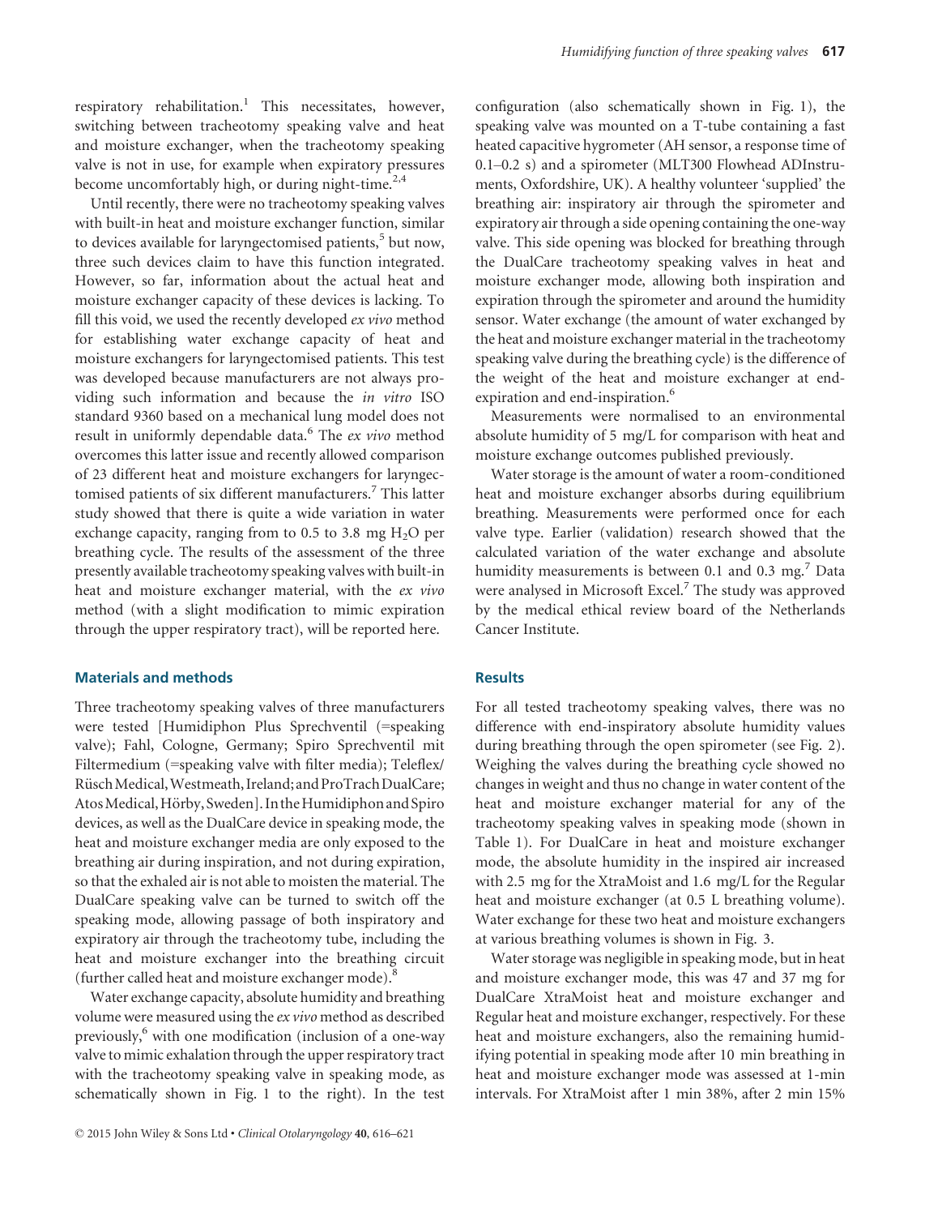respiratory rehabilitation.[1] This necessitates, however, switching between tracheotomy speaking valve and heat and moisture exchanger, when the tracheotomy speaking valve is not in use, for example when expiratory pressures become uncomfortably high, or during night-time.[2,4]

Until recently, there were no tracheotomy speaking valves with built-in heat and moisture exchanger function, similar to devices available for laryngectomised patients,[5] but now, three such devices claim to have this function integrated. However, so far, information about the actual heat and moisture exchanger capacity of these devices is lacking. To fill this void, we used the recently developed *ex vivo* method for establishing water exchange capacity of heat and moisture exchangers for laryngectomised patients. This test was developed because manufacturers are not always providing such information and because the *in vitro* ISO standard 9360 based on a mechanical lung model does not result in uniformly dependable data.[6] The *ex vivo* method overcomes this latter issue and recently allowed comparison of 23 different heat and moisture exchangers for laryngectomised patients of six different manufacturers.[7] This latter study showed that there is quite a wide variation in water exchange capacity, ranging from to 0.5 to 3.8 mg $H_2O$ per breathing cycle. The results of the assessment of the three presently available tracheotomy speaking valves with built-in heat and moisture exchanger material, with the *ex vivo* method (with a slight modification to mimic expiration through the upper respiratory tract), will be reported here.

## Materials and methods

Three tracheotomy speaking valves of three manufacturers were tested [Humidiphon Plus Sprechventil (=speaking valve); Fahl, Cologne, Germany; Spiro Sprechventil mit Filtermedium (=speaking valve with filter media); Teleflex/Rüsch Medical, Westmeath, Ireland; and ProTrach DualCare; Atos Medical, Hörby, Sweden]. In the Humidiphon and Spiro devices, as well as the DualCare device in speaking mode, the heat and moisture exchanger media are only exposed to the breathing air during inspiration, and not during expiration, so that the exhaled air is not able to moisten the material. The DualCare speaking valve can be turned to switch off the speaking mode, allowing passage of both inspiratory and expiratory air through the tracheotomy tube, including the heat and moisture exchanger into the breathing circuit (further called heat and moisture exchanger mode).[8]

Water exchange capacity, absolute humidity and breathing volume were measured using the *ex vivo* method as described previously,[6] with one modification (inclusion of a one-way valve to mimic exhalation through the upper respiratory tract with the tracheotomy speaking valve in speaking mode, as schematically shown in Fig. 1 to the right). In the test configuration (also schematically shown in Fig. 1), the speaking valve was mounted on a T-tube containing a fast heated capacitive hygrometer (AH sensor, a response time of 0.1–0.2 s) and a spirometer (MLT300 Flowhead ADInstruments, Oxfordshire, UK). A healthy volunteer 'supplied' the breathing air: inspiratory air through the spirometer and expiratory air through a side opening containing the one-way valve. This side opening was blocked for breathing through the DualCare tracheotomy speaking valves in heat and moisture exchanger mode, allowing both inspiration and expiration through the spirometer and around the humidity sensor. Water exchange (the amount of water exchanged by the heat and moisture exchanger material in the tracheotomy speaking valve during the breathing cycle) is the difference of the weight of the heat and moisture exchanger at end-expiration and end-inspiration.[6]

Measurements were normalised to an environmental absolute humidity of 5 mg/L for comparison with heat and moisture exchange outcomes published previously.

Water storage is the amount of water a room-conditioned heat and moisture exchanger absorbs during equilibrium breathing. Measurements were performed once for each valve type. Earlier (validation) research showed that the calculated variation of the water exchange and absolute humidity measurements is between 0.1 and 0.3 mg.[7] Data were analysed in Microsoft Excel.[7] The study was approved by the medical ethical review board of the Netherlands Cancer Institute.

## Results

For all tested tracheotomy speaking valves, there was no difference with end-inspiratory absolute humidity values during breathing through the open spirometer (see Fig. 2). Weighing the valves during the breathing cycle showed no changes in weight and thus no change in water content of the heat and moisture exchanger material for any of the tracheotomy speaking valves in speaking mode (shown in Table 1). For DualCare in heat and moisture exchanger mode, the absolute humidity in the inspired air increased with 2.5 mg for the XtraMoist and 1.6 mg/L for the Regular heat and moisture exchanger (at 0.5 L breathing volume). Water exchange for these two heat and moisture exchangers at various breathing volumes is shown in Fig. 3.

Water storage was negligible in speaking mode, but in heat and moisture exchanger mode, this was 47 and 37 mg for DualCare XtraMoist heat and moisture exchanger and Regular heat and moisture exchanger, respectively. For these heat and moisture exchangers, also the remaining humidifying potential in speaking mode after 10 min breathing in heat and moisture exchanger mode was assessed at 1-min intervals. For XtraMoist after 1 min 38%, after 2 min 15%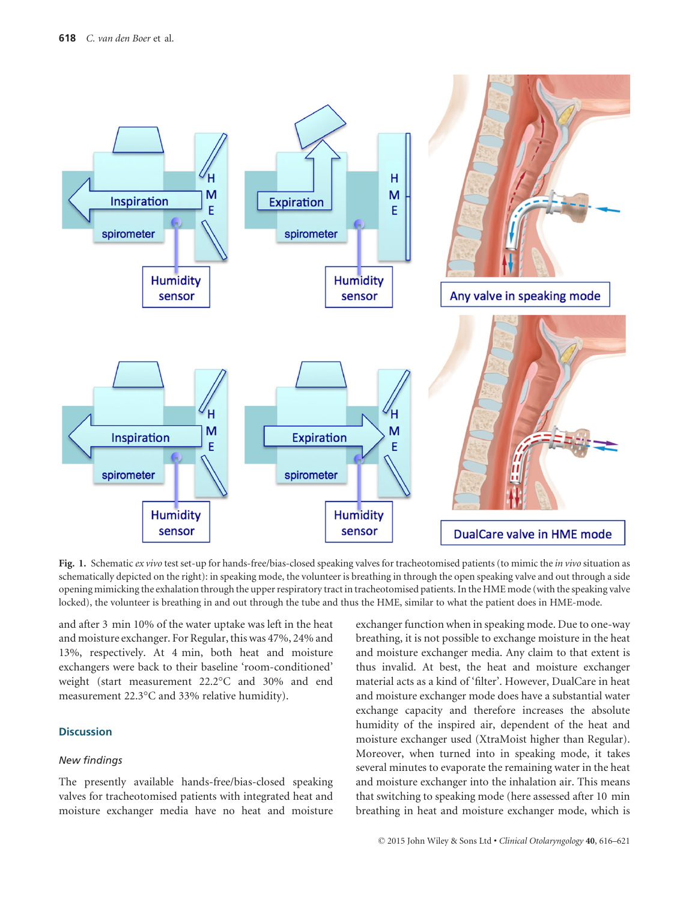**Fig. 1.** Schematic *ex vivo* test set-up for hands-free/bias-closed speaking valves for tracheotomised patients (to mimic the *in vivo* situation as schematically depicted on the right): in speaking mode, the volunteer is breathing in through the open speaking valve and out through a side opening mimicking the exhalation through the upper respiratory tract in tracheotomised patients. In the HME mode (with the speaking valve locked), the volunteer is breathing in and out through the tube and thus the HME, similar to what the patient does in HME-mode.

and after 3 min 10% of the water uptake was left in the heat and moisture exchanger. For Regular, this was 47%, 24% and 13%, respectively. At 4 min, both heat and moisture exchangers were back to their baseline 'room-conditioned' weight (start measurement 22.2°C and 30% and end measurement 22.3°C and 33% relative humidity).

## Discussion

### *New findings*

The presently available hands-free/bias-closed speaking valves for tracheotomised patients with integrated heat and moisture exchanger media have no heat and moisture exchanger function when in speaking mode. Due to one-way breathing, it is not possible to exchange moisture in the heat and moisture exchanger media. Any claim to that extent is thus invalid. At best, the heat and moisture exchanger material acts as a kind of 'filter'. However, DualCare in heat and moisture exchanger mode does have a substantial water exchange capacity and therefore increases the absolute humidity of the inspired air, dependent of the heat and moisture exchanger used (XtraMoist higher than Regular). Moreover, when turned into in speaking mode, it takes several minutes to evaporate the remaining water in the heat and moisture exchanger into the inhalation air. This means that switching to speaking mode (here assessed after 10 min breathing in heat and moisture exchanger mode, which is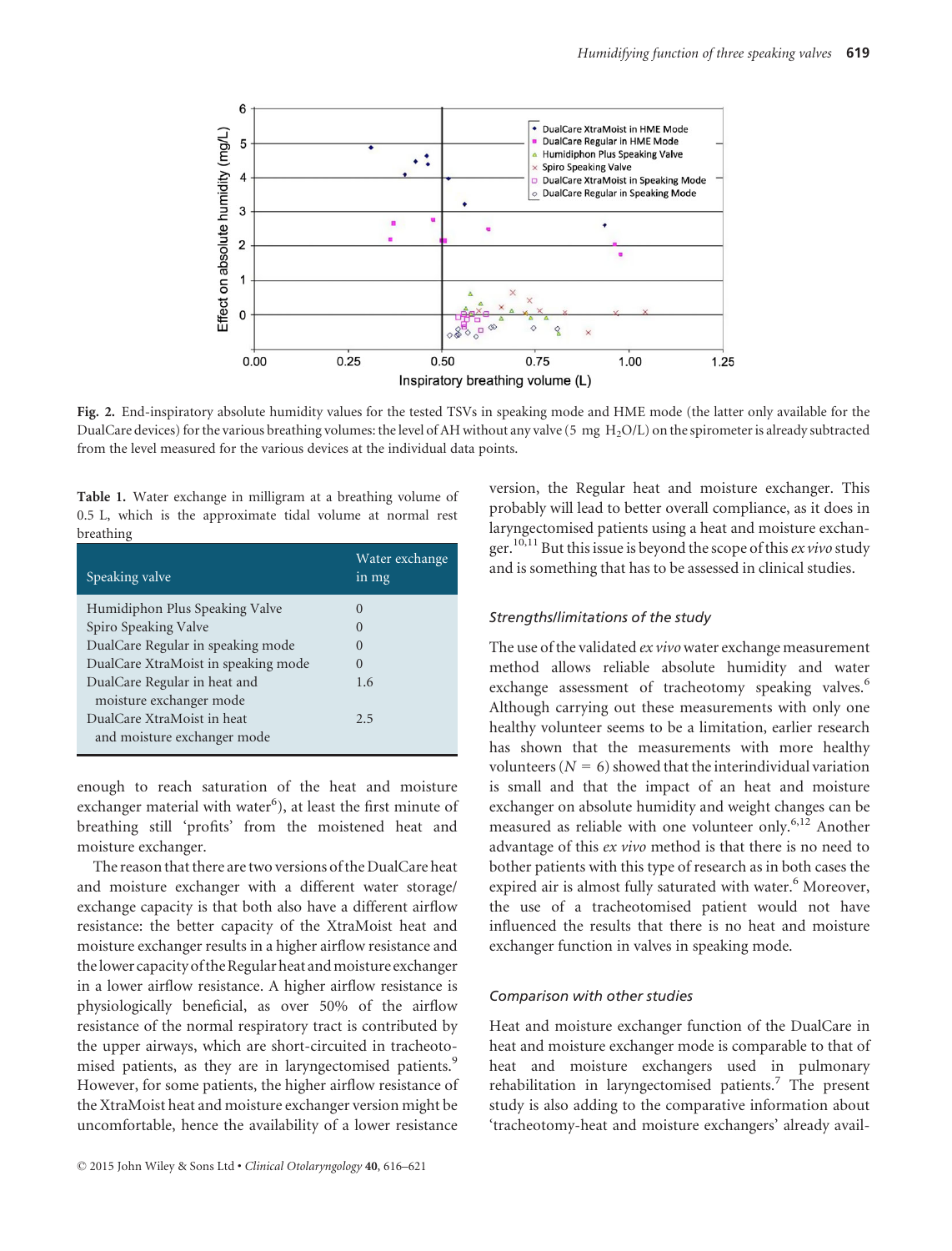**Fig. 2.** End-inspiratory absolute humidity values for the tested TSVs in speaking mode and HME mode (the latter only available for the DualCare devices) for the various breathing volumes: the level of AH without any valve (5 mg $H_2O$/L) on the spirometer is already subtracted from the level measured for the various devices at the individual data points.

**Table 1.** Water exchange in milligram at a breathing volume of 0.5 L, which is the approximate tidal volume at normal rest breathing

| Speaking valve | Water exchange in mg |
|---|---|
| Humidiphon Plus Speaking Valve | 0 |
| Spiro Speaking Valve | 0 |
| DualCare Regular in speaking mode | 0 |
| DualCare XtraMoist in speaking mode | 0 |
| DualCare Regular in heat and moisture exchanger mode | 1.6 |
| DualCare XtraMoist in heat and moisture exchanger mode | 2.5 |

enough to reach saturation of the heat and moisture exchanger material with water[6]), at least the first minute of breathing still 'profits' from the moistened heat and moisture exchanger.

The reason that there are two versions of the DualCare heat and moisture exchanger with a different water storage/exchange capacity is that both also have a different airflow resistance: the better capacity of the XtraMoist heat and moisture exchanger results in a higher airflow resistance and the lower capacity of the Regular heat and moisture exchanger in a lower airflow resistance. A higher airflow resistance is physiologically beneficial, as over 50% of the airflow resistance of the normal respiratory tract is contributed by the upper airways, which are short-circuited in tracheotomised patients, as they are in laryngectomised patients.[9] However, for some patients, the higher airflow resistance of the XtraMoist heat and moisture exchanger version might be uncomfortable, hence the availability of a lower resistance version, the Regular heat and moisture exchanger. This probably will lead to better overall compliance, as it does in laryngectomised patients using a heat and moisture exchanger.[10,11] But this issue is beyond the scope of this *ex vivo* study and is something that has to be assessed in clinical studies.

### *Strengths/limitations of the study*

The use of the validated *ex vivo* water exchange measurement method allows reliable absolute humidity and water exchange assessment of tracheotomy speaking valves.[6] Although carrying out these measurements with only one healthy volunteer seems to be a limitation, earlier research has shown that the measurements with more healthy volunteers ($N = 6$) showed that the interindividual variation is small and that the impact of an heat and moisture exchanger on absolute humidity and weight changes can be measured as reliable with one volunteer only.[6,12] Another advantage of this *ex vivo* method is that there is no need to bother patients with this type of research as in both cases the expired air is almost fully saturated with water.[6] Moreover, the use of a tracheotomised patient would not have influenced the results that there is no heat and moisture exchanger function in valves in speaking mode.

### *Comparison with other studies*

Heat and moisture exchanger function of the DualCare in heat and moisture exchanger mode is comparable to that of heat and moisture exchangers used in pulmonary rehabilitation in laryngectomised patients.[7] The present study is also adding to the comparative information about 'tracheotomy-heat and moisture exchangers' already avail-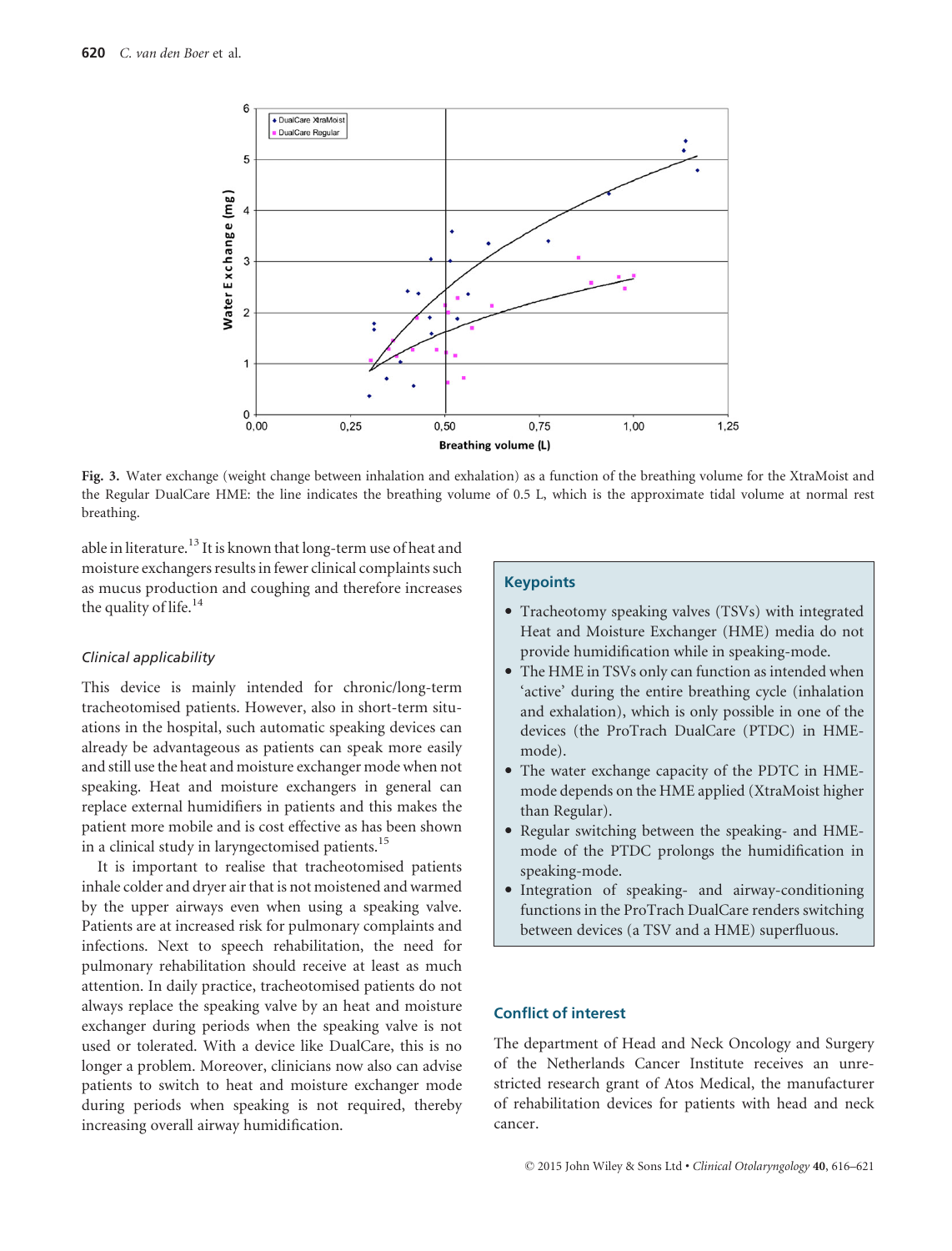Fig. 3. Water exchange (weight change between inhalation and exhalation) as a function of the breathing volume for the XtraMoist and the Regular DualCare HME: the line indicates the breathing volume of 0.5 L, which is the approximate tidal volume at normal rest breathing.

able in literature.[13] It is known that long-term use of heat and moisture exchangers results in fewer clinical complaints such as mucus production and coughing and therefore increases the quality of life.[14]

### *Clinical applicability*

This device is mainly intended for chronic/long-term tracheotomised patients. However, also in short-term situations in the hospital, such automatic speaking devices can already be advantageous as patients can speak more easily and still use the heat and moisture exchanger mode when not speaking. Heat and moisture exchangers in general can replace external humidifiers in patients and this makes the patient more mobile and is cost effective as has been shown in a clinical study in laryngectomised patients.[15]

It is important to realise that tracheotomised patients inhale colder and dryer air that is not moistened and warmed by the upper airways even when using a speaking valve. Patients are at increased risk for pulmonary complaints and infections. Next to speech rehabilitation, the need for pulmonary rehabilitation should receive at least as much attention. In daily practice, tracheotomised patients do not always replace the speaking valve by an heat and moisture exchanger during periods when the speaking valve is not used or tolerated. With a device like DualCare, this is no longer a problem. Moreover, clinicians now also can advise patients to switch to heat and moisture exchanger mode during periods when speaking is not required, thereby increasing overall airway humidification.

## Keypoints

- Tracheotomy speaking valves (TSVs) with integrated Heat and Moisture Exchanger (HME) media do not provide humidification while in speaking-mode.
- The HME in TSVs only can function as intended when 'active' during the entire breathing cycle (inhalation and exhalation), which is only possible in one of the devices (the ProTrach DualCare (PTDC) in HME-mode).
- The water exchange capacity of the PDTC in HME-mode depends on the HME applied (XtraMoist higher than Regular).
- Regular switching between the speaking- and HME-mode of the PTDC prolongs the humidification in speaking-mode.
- Integration of speaking- and airway-conditioning functions in the ProTrach DualCare renders switching between devices (a TSV and a HME) superfluous.

## Conflict of interest

The department of Head and Neck Oncology and Surgery of the Netherlands Cancer Institute receives an unrestricted research grant of Atos Medical, the manufacturer of rehabilitation devices for patients with head and neck cancer.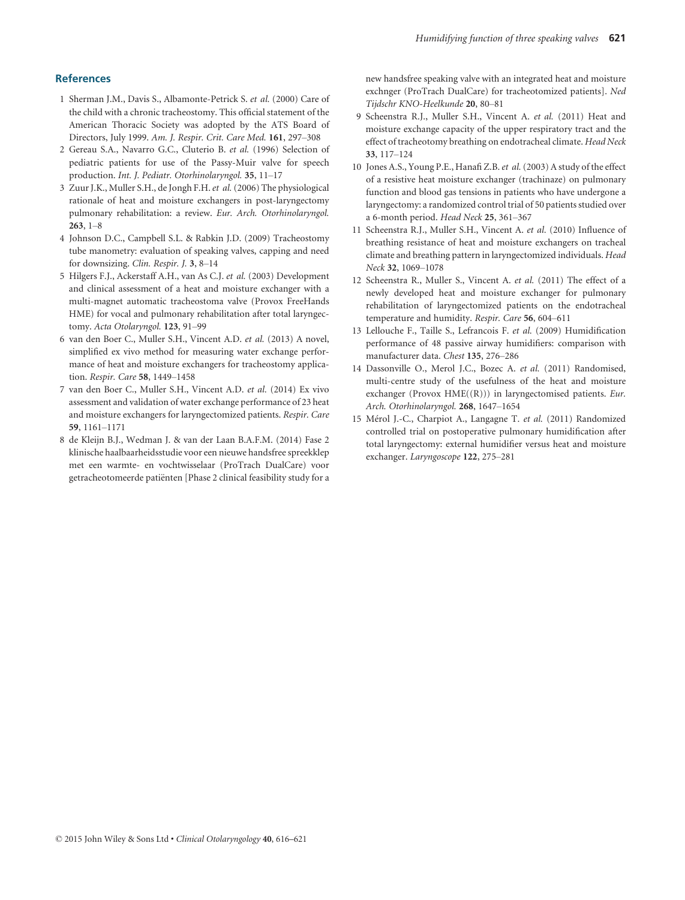## References

1 Sherman J.M., Davis S., Albamonte-Petrick S. *et al.* (2000) Care of the child with a chronic tracheostomy. This official statement of the American Thoracic Society was adopted by the ATS Board of Directors, July 1999. *Am. J. Respir. Crit. Care Med.* **161**, 297–308

2 Gereau S.A., Navarro G.C., Cluterio B. *et al.* (1996) Selection of pediatric patients for use of the Passy-Muir valve for speech production. *Int. J. Pediatr. Otorhinolaryngol.* **35**, 11–17

3 Zuur J.K., Muller S.H., de Jongh F.H. *et al.* (2006) The physiological rationale of heat and moisture exchangers in post-laryngectomy pulmonary rehabilitation: a review. *Eur. Arch. Otorhinolaryngol.* **263**, 1–8

4 Johnson D.C., Campbell S.L. & Rabkin J.D. (2009) Tracheostomy tube manometry: evaluation of speaking valves, capping and need for downsizing. *Clin. Respir. J.* **3**, 8–14

5 Hilgers F.J., Ackerstaff A.H., van As C.J. *et al.* (2003) Development and clinical assessment of a heat and moisture exchanger with a multi-magnet automatic tracheostoma valve (Provox FreeHands HME) for vocal and pulmonary rehabilitation after total laryngectomy. *Acta Otolaryngol.* **123**, 91–99

6 van den Boer C., Muller S.H., Vincent A.D. *et al.* (2013) A novel, simplified ex vivo method for measuring water exchange performance of heat and moisture exchangers for tracheostomy application. *Respir. Care* **58**, 1449–1458

7 van den Boer C., Muller S.H., Vincent A.D. *et al.* (2014) Ex vivo assessment and validation of water exchange performance of 23 heat and moisture exchangers for laryngectomized patients. *Respir. Care* **59**, 1161–1171

8 de Kleijn B.J., Wedman J. & van der Laan B.A.F.M. (2014) Fase 2 klinische haalbaarheidsstudie voor een nieuwe handsfree spreekklep met een warmte- en vochtwisselaar (ProTrach DualCare) voor getracheotomeerde patiënten [Phase 2 clinical feasibility study for a new handsfree speaking valve with an integrated heat and moisture exchnger (ProTrach DualCare) for tracheotomized patients]. *Ned Tijdschr KNO-Heelkunde* **20**, 80–81

9 Scheenstra R.J., Muller S.H., Vincent A. *et al.* (2011) Heat and moisture exchange capacity of the upper respiratory tract and the effect of tracheotomy breathing on endotracheal climate. *Head Neck* **33**, 117–124

10 Jones A.S., Young P.E., Hanafi Z.B. *et al.* (2003) A study of the effect of a resistive heat moisture exchanger (trachinaze) on pulmonary function and blood gas tensions in patients who have undergone a laryngectomy: a randomized control trial of 50 patients studied over a 6-month period. *Head Neck* **25**, 361–367

11 Scheenstra R.J., Muller S.H., Vincent A. *et al.* (2010) Influence of breathing resistance of heat and moisture exchangers on tracheal climate and breathing pattern in laryngectomized individuals. *Head Neck* **32**, 1069–1078

12 Scheenstra R., Muller S., Vincent A. *et al.* (2011) The effect of a newly developed heat and moisture exchanger for pulmonary rehabilitation of laryngectomized patients on the endotracheal temperature and humidity. *Respir. Care* **56**, 604–611

13 Lellouche F., Taille S., Lefrancois F. *et al.* (2009) Humidification performance of 48 passive airway humidifiers: comparison with manufacturer data. *Chest* **135**, 276–286

14 Dassonville O., Merol J.C., Bozec A. *et al.* (2011) Randomised, multi-centre study of the usefulness of the heat and moisture exchanger (Provox HME((R))) in laryngectomised patients. *Eur. Arch. Otorhinolaryngol.* **268**, 1647–1654

15 Mérol J.-C., Charpiot A., Langagne T. *et al.* (2011) Randomized controlled trial on postoperative pulmonary humidification after total laryngectomy: external humidifier versus heat and moisture exchanger. *Laryngoscope* **122**, 275–281